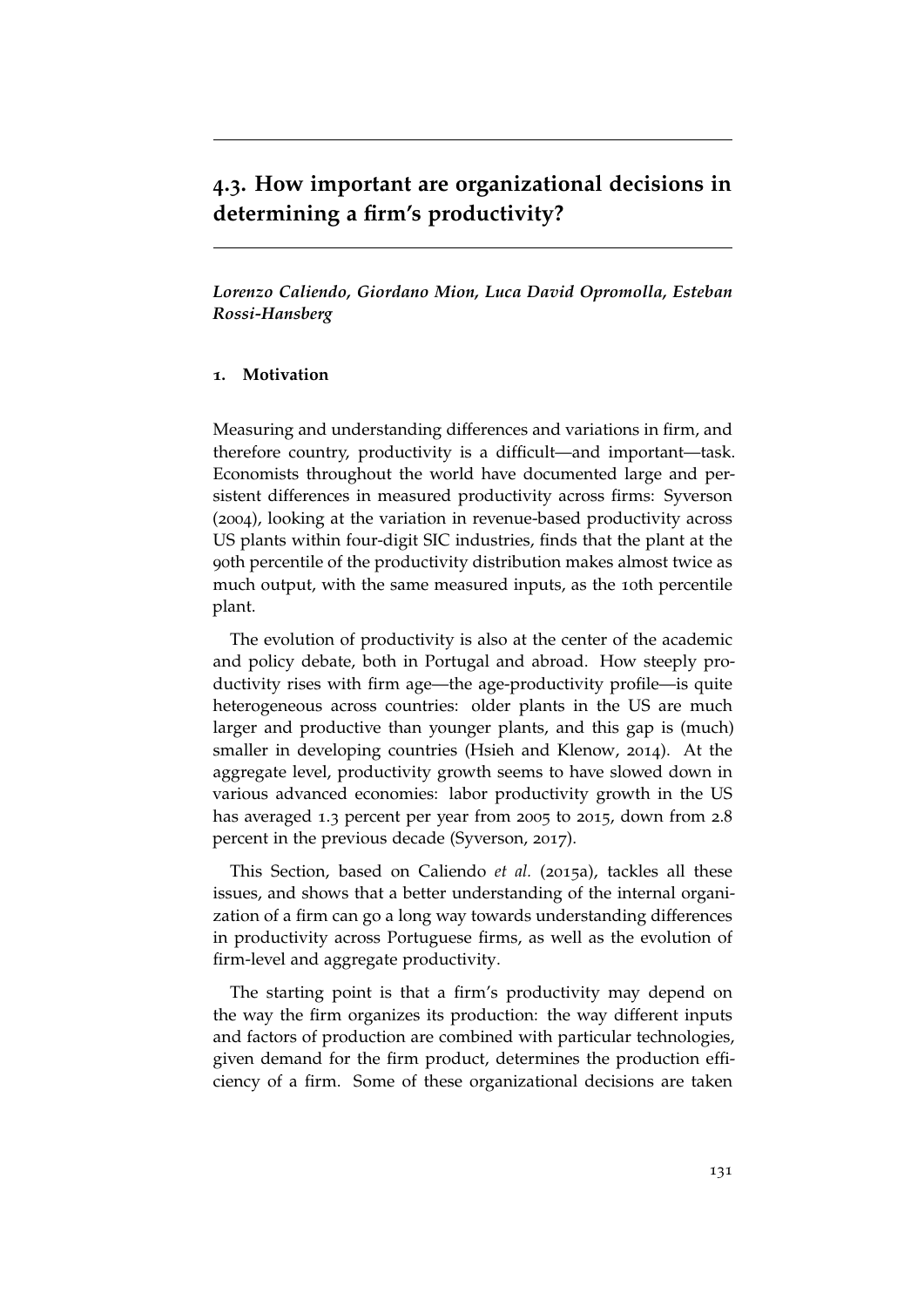# 4.3. How important are organizational decisions in determining a firm's productivity?

***Lorenzo Caliendo, Giordano Mion, Luca David Opromolla, Esteban Rossi-Hansberg***

## 1. Motivation

Measuring and understanding differences and variations in firm, and therefore country, productivity is a difficult—and important—task. Economists throughout the world have documented large and persistent differences in measured productivity across firms: Syverson (2004), looking at the variation in revenue-based productivity across US plants within four-digit SIC industries, finds that the plant at the 90th percentile of the productivity distribution makes almost twice as much output, with the same measured inputs, as the 10th percentile plant.

The evolution of productivity is also at the center of the academic and policy debate, both in Portugal and abroad. How steeply productivity rises with firm age—the age-productivity profile—is quite heterogeneous across countries: older plants in the US are much larger and productive than younger plants, and this gap is (much) smaller in developing countries (Hsieh and Klenow, 2014). At the aggregate level, productivity growth seems to have slowed down in various advanced economies: labor productivity growth in the US has averaged 1.3 percent per year from 2005 to 2015, down from 2.8 percent in the previous decade (Syverson, 2017).

This Section, based on Caliendo *et al.* (2015a), tackles all these issues, and shows that a better understanding of the internal organization of a firm can go a long way towards understanding differences in productivity across Portuguese firms, as well as the evolution of firm-level and aggregate productivity.

The starting point is that a firm's productivity may depend on the way the firm organizes its production: the way different inputs and factors of production are combined with particular technologies, given demand for the firm product, determines the production efficiency of a firm. Some of these organizational decisions are taken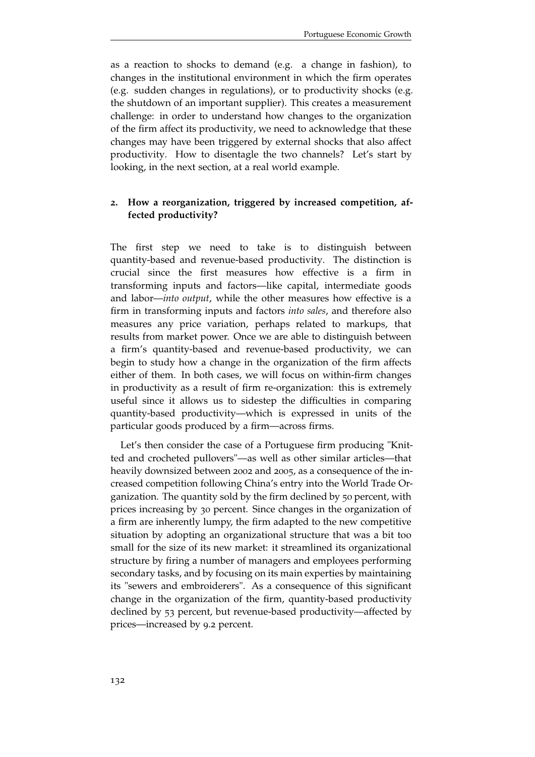as a reaction to shocks to demand (e.g. a change in fashion), to changes in the institutional environment in which the firm operates (e.g. sudden changes in regulations), or to productivity shocks (e.g. the shutdown of an important supplier). This creates a measurement challenge: in order to understand how changes to the organization of the firm affect its productivity, we need to acknowledge that these changes may have been triggered by external shocks that also affect productivity. How to disentagle the two channels? Let's start by looking, in the next section, at a real world example.

## 2. How a reorganization, triggered by increased competition, affected productivity?

The first step we need to take is to distinguish between quantity-based and revenue-based productivity. The distinction is crucial since the first measures how effective is a firm in transforming inputs and factors—like capital, intermediate goods and labor—*into output*, while the other measures how effective is a firm in transforming inputs and factors *into sales*, and therefore also measures any price variation, perhaps related to markups, that results from market power. Once we are able to distinguish between a firm's quantity-based and revenue-based productivity, we can begin to study how a change in the organization of the firm affects either of them. In both cases, we will focus on within-firm changes in productivity as a result of firm re-organization: this is extremely useful since it allows us to sidestep the difficulties in comparing quantity-based productivity—which is expressed in units of the particular goods produced by a firm—across firms.

Let's then consider the case of a Portuguese firm producing "Knitted and crocheted pullovers"—as well as other similar articles—that heavily downsized between 2002 and 2005, as a consequence of the increased competition following China's entry into the World Trade Organization. The quantity sold by the firm declined by 50 percent, with prices increasing by 30 percent. Since changes in the organization of a firm are inherently lumpy, the firm adapted to the new competitive situation by adopting an organizational structure that was a bit too small for the size of its new market: it streamlined its organizational structure by firing a number of managers and employees performing secondary tasks, and by focusing on its main experties by maintaining its "sewers and embroiderers". As a consequence of this significant change in the organization of the firm, quantity-based productivity declined by 53 percent, but revenue-based productivity—affected by prices—increased by 9.2 percent.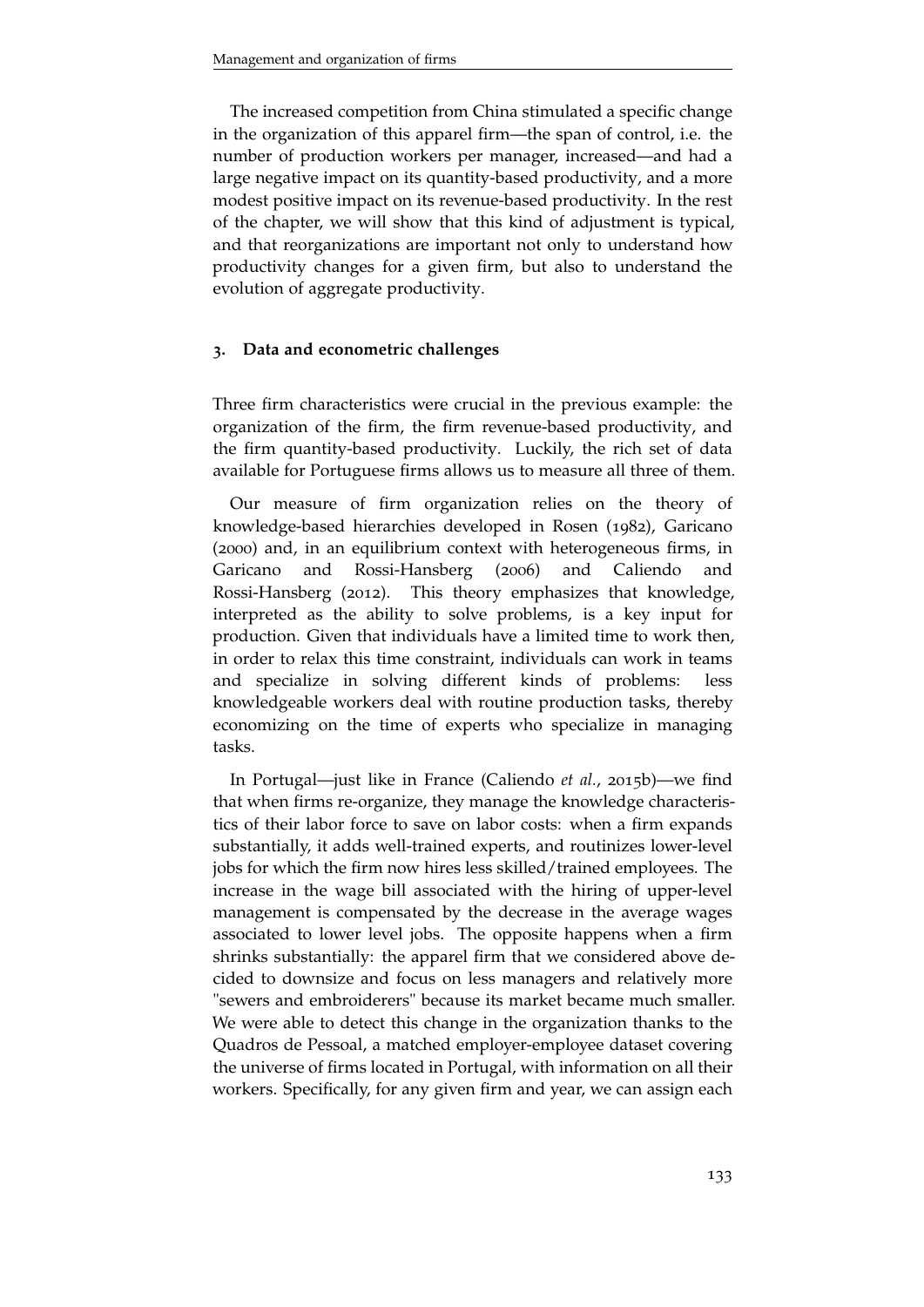The increased competition from China stimulated a specific change in the organization of this apparel firm—the span of control, i.e. the number of production workers per manager, increased—and had a large negative impact on its quantity-based productivity, and a more modest positive impact on its revenue-based productivity. In the rest of the chapter, we will show that this kind of adjustment is typical, and that reorganizations are important not only to understand how productivity changes for a given firm, but also to understand the evolution of aggregate productivity.

## 3. Data and econometric challenges

Three firm characteristics were crucial in the previous example: the organization of the firm, the firm revenue-based productivity, and the firm quantity-based productivity. Luckily, the rich set of data available for Portuguese firms allows us to measure all three of them.

Our measure of firm organization relies on the theory of knowledge-based hierarchies developed in Rosen (1982), Garicano (2000) and, in an equilibrium context with heterogeneous firms, in Garicano and Rossi-Hansberg (2006) and Caliendo and Rossi-Hansberg (2012). This theory emphasizes that knowledge, interpreted as the ability to solve problems, is a key input for production. Given that individuals have a limited time to work then, in order to relax this time constraint, individuals can work in teams and specialize in solving different kinds of problems: less knowledgeable workers deal with routine production tasks, thereby economizing on the time of experts who specialize in managing tasks.

In Portugal—just like in France (Caliendo *et al.*, 2015b)—we find that when firms re-organize, they manage the knowledge characteristics of their labor force to save on labor costs: when a firm expands substantially, it adds well-trained experts, and routinizes lower-level jobs for which the firm now hires less skilled/trained employees. The increase in the wage bill associated with the hiring of upper-level management is compensated by the decrease in the average wages associated to lower level jobs. The opposite happens when a firm shrinks substantially: the apparel firm that we considered above decided to downsize and focus on less managers and relatively more "sewers and embroiderers" because its market became much smaller. We were able to detect this change in the organization thanks to the Quadros de Pessoal, a matched employer-employee dataset covering the universe of firms located in Portugal, with information on all their workers. Specifically, for any given firm and year, we can assign each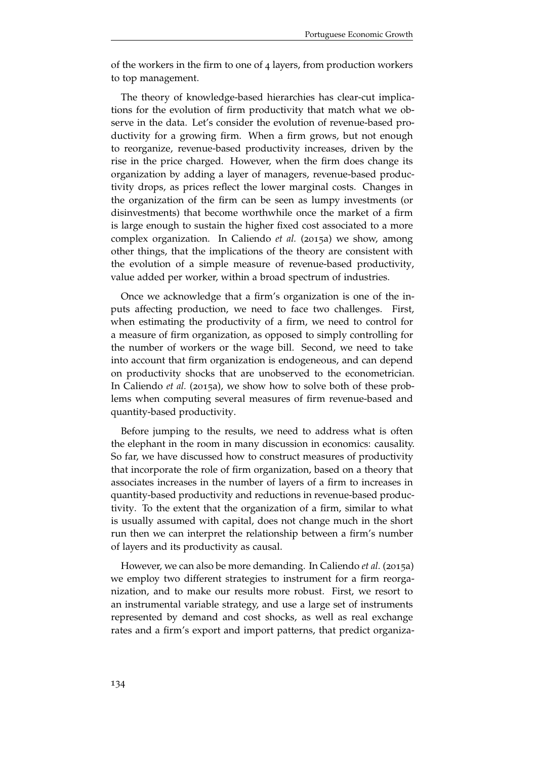of the workers in the firm to one of 4 layers, from production workers to top management.

The theory of knowledge-based hierarchies has clear-cut implications for the evolution of firm productivity that match what we observe in the data. Let's consider the evolution of revenue-based productivity for a growing firm. When a firm grows, but not enough to reorganize, revenue-based productivity increases, driven by the rise in the price charged. However, when the firm does change its organization by adding a layer of managers, revenue-based productivity drops, as prices reflect the lower marginal costs. Changes in the organization of the firm can be seen as lumpy investments (or disinvestments) that become worthwhile once the market of a firm is large enough to sustain the higher fixed cost associated to a more complex organization. In Caliendo *et al.* (2015a) we show, among other things, that the implications of the theory are consistent with the evolution of a simple measure of revenue-based productivity, value added per worker, within a broad spectrum of industries.

Once we acknowledge that a firm's organization is one of the inputs affecting production, we need to face two challenges. First, when estimating the productivity of a firm, we need to control for a measure of firm organization, as opposed to simply controlling for the number of workers or the wage bill. Second, we need to take into account that firm organization is endogeneous, and can depend on productivity shocks that are unobserved to the econometrician. In Caliendo *et al.* (2015a), we show how to solve both of these problems when computing several measures of firm revenue-based and quantity-based productivity.

Before jumping to the results, we need to address what is often the elephant in the room in many discussion in economics: causality. So far, we have discussed how to construct measures of productivity that incorporate the role of firm organization, based on a theory that associates increases in the number of layers of a firm to increases in quantity-based productivity and reductions in revenue-based productivity. To the extent that the organization of a firm, similar to what is usually assumed with capital, does not change much in the short run then we can interpret the relationship between a firm's number of layers and its productivity as causal.

However, we can also be more demanding. In Caliendo *et al.* (2015a) we employ two different strategies to instrument for a firm reorganization, and to make our results more robust. First, we resort to an instrumental variable strategy, and use a large set of instruments represented by demand and cost shocks, as well as real exchange rates and a firm's export and import patterns, that predict organiza-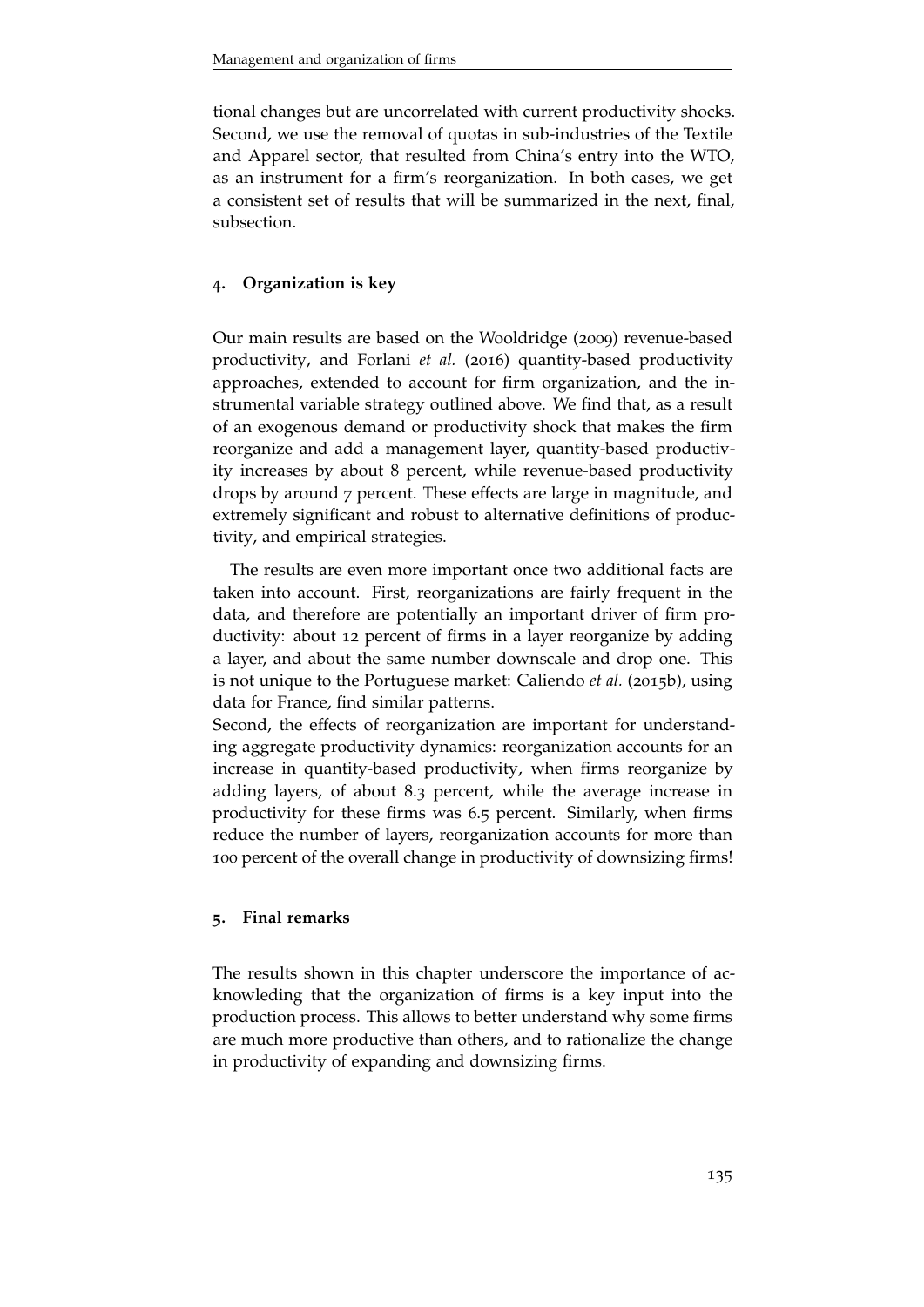tional changes but are uncorrelated with current productivity shocks. Second, we use the removal of quotas in sub-industries of the Textile and Apparel sector, that resulted from China's entry into the WTO, as an instrument for a firm's reorganization. In both cases, we get a consistent set of results that will be summarized in the next, final, subsection.

### 4. Organization is key

Our main results are based on the Wooldridge (2009) revenue-based productivity, and Forlani *et al.* (2016) quantity-based productivity approaches, extended to account for firm organization, and the instrumental variable strategy outlined above. We find that, as a result of an exogenous demand or productivity shock that makes the firm reorganize and add a management layer, quantity-based productivity increases by about 8 percent, while revenue-based productivity drops by around 7 percent. These effects are large in magnitude, and extremely significant and robust to alternative definitions of productivity, and empirical strategies.

The results are even more important once two additional facts are taken into account. First, reorganizations are fairly frequent in the data, and therefore are potentially an important driver of firm productivity: about 12 percent of firms in a layer reorganize by adding a layer, and about the same number downscale and drop one. This is not unique to the Portuguese market: Caliendo *et al.* (2015b), using data for France, find similar patterns.

Second, the effects of reorganization are important for understanding aggregate productivity dynamics: reorganization accounts for an increase in quantity-based productivity, when firms reorganize by adding layers, of about 8.3 percent, while the average increase in productivity for these firms was 6.5 percent. Similarly, when firms reduce the number of layers, reorganization accounts for more than 100 percent of the overall change in productivity of downsizing firms!

## 5. Final remarks

The results shown in this chapter underscore the importance of acknowleding that the organization of firms is a key input into the production process. This allows to better understand why some firms are much more productive than others, and to rationalize the change in productivity of expanding and downsizing firms.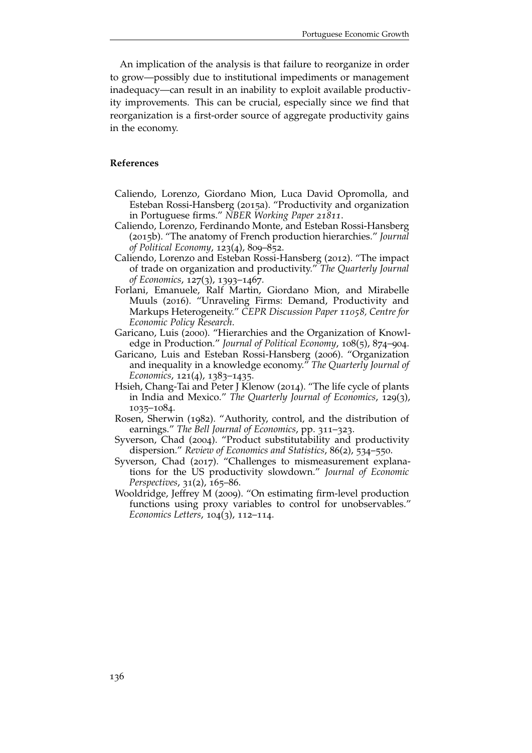An implication of the analysis is that failure to reorganize in order to grow—possibly due to institutional impediments or management inadequacy—can result in an inability to exploit available productivity improvements. This can be crucial, especially since we find that reorganization is a first-order source of aggregate productivity gains in the economy.

### References

Caliendo, Lorenzo, Giordano Mion, Luca David Opromolla, and Esteban Rossi-Hansberg (2015a). "Productivity and organization in Portuguese firms." *NBER Working Paper 21811*.

Caliendo, Lorenzo, Ferdinando Monte, and Esteban Rossi-Hansberg (2015b). "The anatomy of French production hierarchies." *Journal of Political Economy*, 123(4), 809–852.

Caliendo, Lorenzo and Esteban Rossi-Hansberg (2012). "The impact of trade on organization and productivity." *The Quarterly Journal of Economics*, 127(3), 1393–1467.

Forlani, Emanuele, Ralf Martin, Giordano Mion, and Mirabelle Muuls (2016). "Unraveling Firms: Demand, Productivity and Markups Heterogeneity." *CEPR Discussion Paper 11058, Centre for Economic Policy Research*.

Garicano, Luis (2000). "Hierarchies and the Organization of Knowledge in Production." *Journal of Political Economy*, 108(5), 874–904.

Garicano, Luis and Esteban Rossi-Hansberg (2006). "Organization and inequality in a knowledge economy." *The Quarterly Journal of Economics*, 121(4), 1383–1435.

Hsieh, Chang-Tai and Peter J Klenow (2014). "The life cycle of plants in India and Mexico." *The Quarterly Journal of Economics*, 129(3), 1035–1084.

Rosen, Sherwin (1982). "Authority, control, and the distribution of earnings." *The Bell Journal of Economics*, pp. 311–323.

Syverson, Chad (2004). "Product substitutability and productivity dispersion." *Review of Economics and Statistics*, 86(2), 534–550.

Syverson, Chad (2017). "Challenges to mismeasurement explanations for the US productivity slowdown." *Journal of Economic Perspectives*, 31(2), 165–86.

Wooldridge, Jeffrey M (2009). "On estimating firm-level production functions using proxy variables to control for unobservables." *Economics Letters*, 104(3), 112–114.